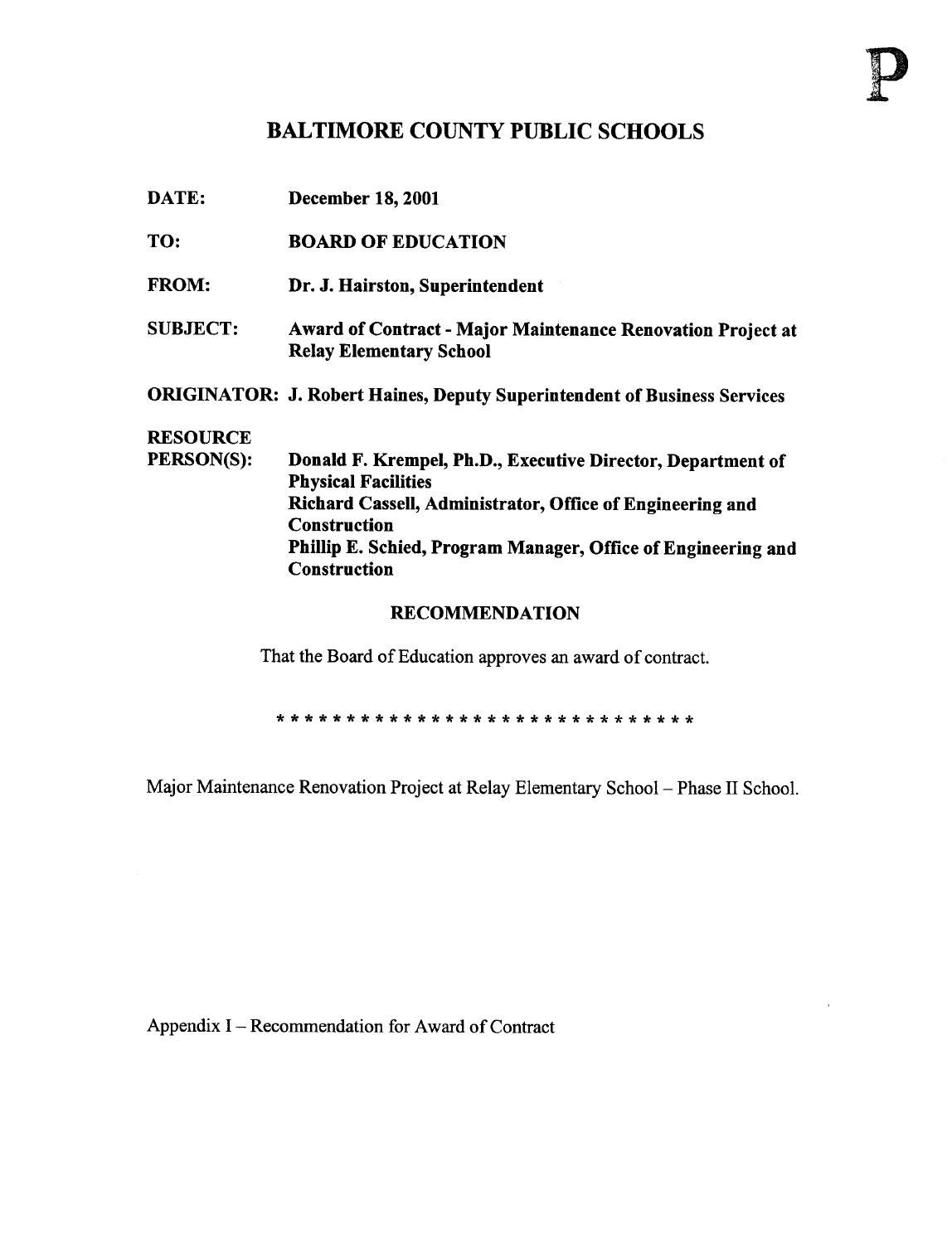P

# BALTIMORE COUNTY PUBLIC SCHOOLS

**DATE:** **December 18, 2001**

**TO:** **BOARD OF EDUCATION**

**FROM:** **Dr. J. Hairston, Superintendent**

**SUBJECT:** **Award of Contract - Major Maintenance Renovation Project at Relay Elementary School**

**ORIGINATOR:** **J. Robert Haines, Deputy Superintendent of Business Services**

**RESOURCE PERSON(S):** **Donald F. Krempel, Ph.D., Executive Director, Department of Physical Facilities**
**Richard Cassell, Administrator, Office of Engineering and Construction**
**Phillip E. Schied, Program Manager, Office of Engineering and Construction**

## RECOMMENDATION

That the Board of Education approves an award of contract.

* * * * * * * * * * * * * * * * * * * * * * * * * * * * * *

Major Maintenance Renovation Project at Relay Elementary School – Phase II School.

Appendix I – Recommendation for Award of Contract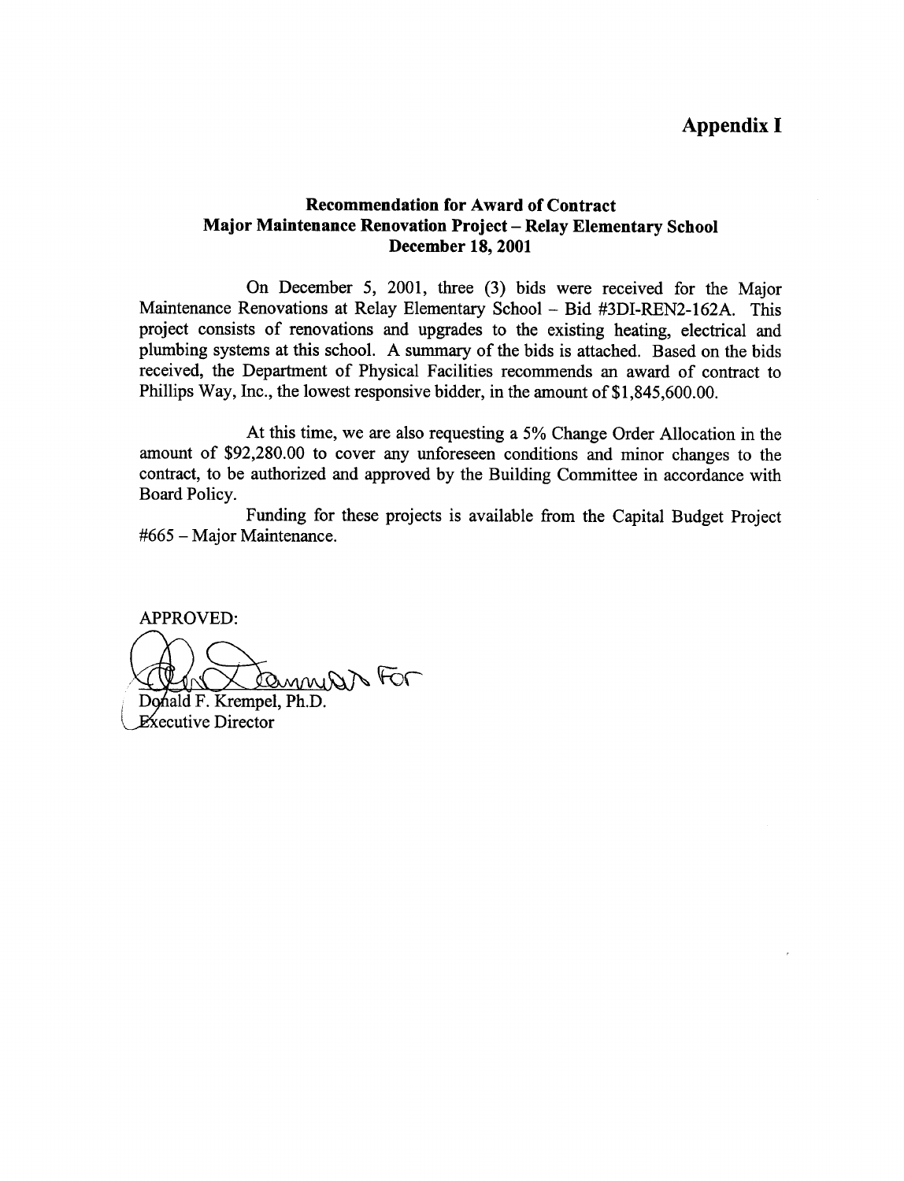# Appendix I

**Recommendation for Award of Contract**
**Major Maintenance Renovation Project – Relay Elementary School**
**December 18, 2001**

On December 5, 2001, three (3) bids were received for the Major Maintenance Renovations at Relay Elementary School – Bid #3DI-REN2-162A. This project consists of renovations and upgrades to the existing heating, electrical and plumbing systems at this school. A summary of the bids is attached. Based on the bids received, the Department of Physical Facilities recommends an award of contract to Phillips Way, Inc., the lowest responsive bidder, in the amount of $1,845,600.00.

At this time, we are also requesting a 5% Change Order Allocation in the amount of $92,280.00 to cover any unforeseen conditions and minor changes to the contract, to be authorized and approved by the Building Committee in accordance with Board Policy.

Funding for these projects is available from the Capital Budget Project #665 – Major Maintenance.

APPROVED:

For

Donald F. Krempel, Ph.D.
Executive Director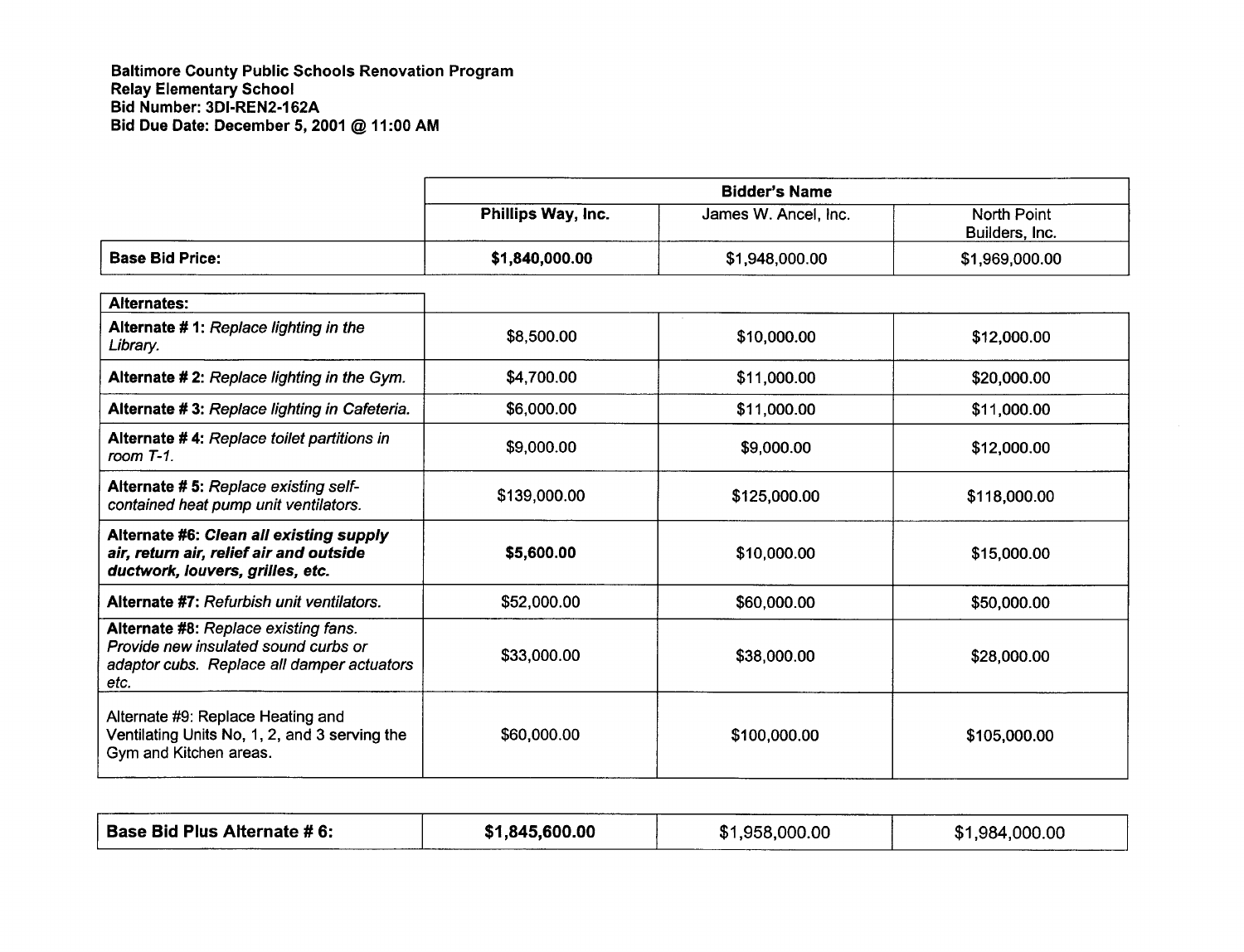**Baltimore County Public Schools Renovation Program**
**Relay Elementary School**
**Bid Number: 3DI-REN2-162A**
**Bid Due Date: December 5, 2001 @ 11:00 AM**

| | **Bidder's Name** | | |
|---|---|---|---|
| | **Phillips Way, Inc.** | James W. Ancel, Inc. | North Point Builders, Inc. |
| **Base Bid Price:** | **$1,840,000.00** | $1,948,000.00 | $1,969,000.00 |
| **Alternates:** | | | |
| **Alternate # 1:** *Replace lighting in the Library.* | $8,500.00 | $10,000.00 | $12,000.00 |
| **Alternate # 2:** *Replace lighting in the Gym.* | $4,700.00 | $11,000.00 | $20,000.00 |
| **Alternate # 3:** *Replace lighting in Cafeteria.* | $6,000.00 | $11,000.00 | $11,000.00 |
| **Alternate # 4:** *Replace toilet partitions in room T-1.* | $9,000.00 | $9,000.00 | $12,000.00 |
| **Alternate # 5:** *Replace existing self-contained heat pump unit ventilators.* | $139,000.00 | $125,000.00 | $118,000.00 |
| **Alternate #6: *Clean all existing supply air, return air, relief air and outside ductwork, louvers, grilles, etc.*** | **$5,600.00** | $10,000.00 | $15,000.00 |
| **Alternate #7:** *Refurbish unit ventilators.* | $52,000.00 | $60,000.00 | $50,000.00 |
| **Alternate #8:** *Replace existing fans. Provide new insulated sound curbs or adaptor cubs. Replace all damper actuators etc.* | $33,000.00 | $38,000.00 | $28,000.00 |
| Alternate #9: Replace Heating and Ventilating Units No, 1, 2, and 3 serving the Gym and Kitchen areas. | $60,000.00 | $100,000.00 | $105,000.00 |

| **Base Bid Plus Alternate # 6:** | **$1,845,600.00** | $1,958,000.00 | $1,984,000.00 |
|---|---|---|---|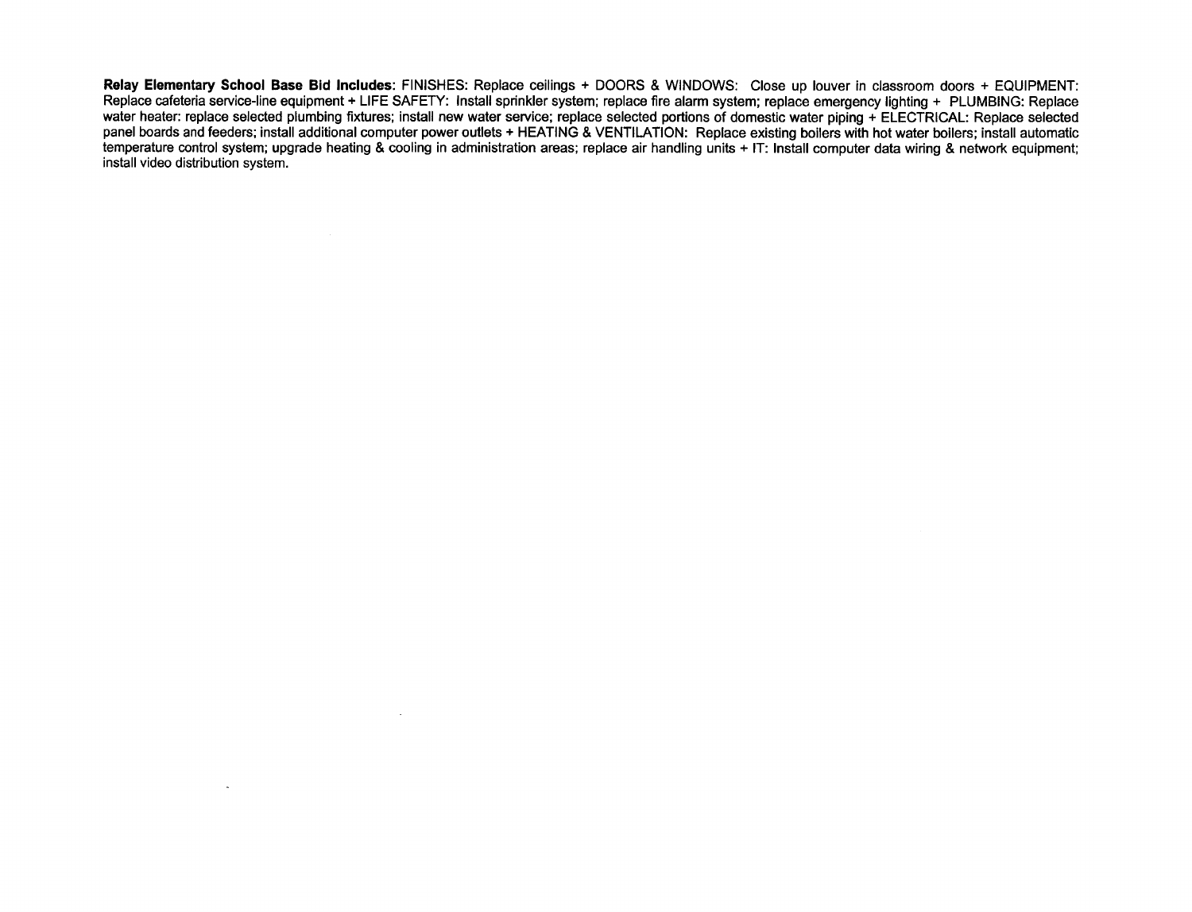**Relay Elementary School Base Bid Includes**: FINISHES: Replace ceilings + DOORS & WINDOWS: Close up louver in classroom doors + EQUIPMENT: Replace cafeteria service-line equipment + LIFE SAFETY: Install sprinkler system; replace fire alarm system; replace emergency lighting + PLUMBING: Replace water heater: replace selected plumbing fixtures; install new water service; replace selected portions of domestic water piping + ELECTRICAL: Replace selected panel boards and feeders; install additional computer power outlets + HEATING & VENTILATION: Replace existing boilers with hot water boilers; install automatic temperature control system; upgrade heating & cooling in administration areas; replace air handling units + IT: Install computer data wiring & network equipment; install video distribution system.